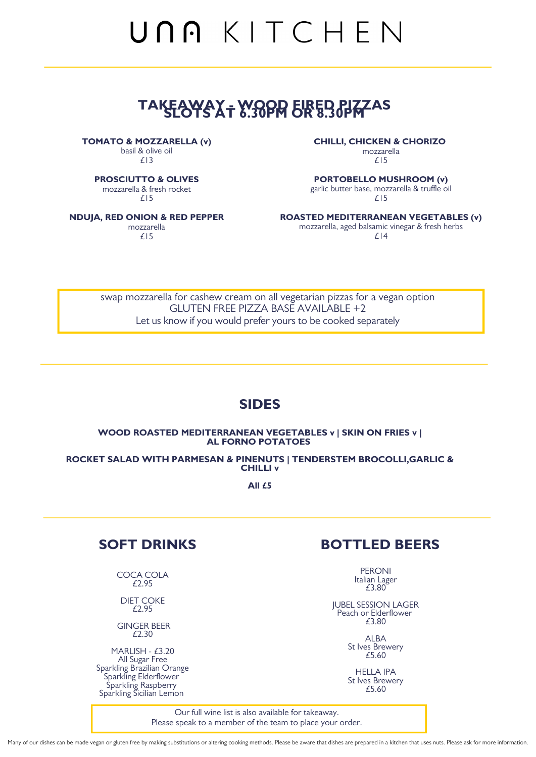# UNA KITCHEN

## TAKEAWAY - WOOD FIRED PIZZAS
## SLOTS AT 6.30PM OR 8.30PM

**TOMATO & MOZZARELLA (v)**
basil & olive oil
£13

**PROSCIUTTO & OLIVES**
mozzarella & fresh rocket
£15

**NDUJA, RED ONION & RED PEPPER**
mozzarella
£15

**CHILLI, CHICKEN & CHORIZO**
mozzarella
£15

**PORTOBELLO MUSHROOM (v)**
garlic butter base, mozzarella & truffle oil
£15

**ROASTED MEDITERRANEAN VEGETABLES (v)**
mozzarella, aged balsamic vinegar & fresh herbs
£14

swap mozzarella for cashew cream on all vegetarian pizzas for a vegan option
GLUTEN FREE PIZZA BASE AVAILABLE +2
Let us know if you would prefer yours to be cooked separately

## SIDES

**WOOD ROASTED MEDITERRANEAN VEGETABLES v | SKIN ON FRIES v | AL FORNO POTATOES**

**ROCKET SALAD WITH PARMESAN & PINENUTS | TENDERSTEM BROCOLLI,GARLIC & CHILLI v**

**All £5**

## SOFT DRINKS

COCA COLA
£2.95

DIET COKE
£2.95

GINGER BEER
£2.30

MARLISH - £3.20
All Sugar Free
Sparkling Brazilian Orange
Sparkling Elderflower
Sparkling Raspberry
Sparkling Sicilian Lemon

## BOTTLED BEERS

PERONI
Italian Lager
£3.80

JUBEL SESSION LAGER
Peach or Elderflower
£3.80

ALBA
St Ives Brewery
£5.60

HELLA IPA
St Ives Brewery
£5.60

Our full wine list is also available for takeaway.
Please speak to a member of the team to place your order.

Many of our dishes can be made vegan or gluten free by making substitutions or altering cooking methods. Please be aware that dishes are prepared in a kitchen that uses nuts. Please ask for more information.